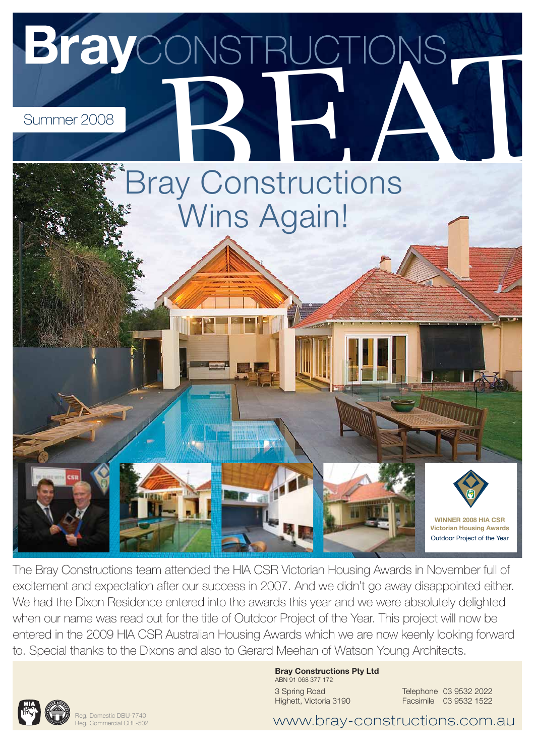# Bray CONSTRUCTIONS BEAT

Summer 2008

## Bray Constructions Wins Again!

**WINNER 2008 HIA CSR Victorian Housing Awards**
Outdoor Project of the Year

The Bray Constructions team attended the HIA CSR Victorian Housing Awards in November full of excitement and expectation after our success in 2007. And we didn't go away disappointed either. We had the Dixon Residence entered into the awards this year and we were absolutely delighted when our name was read out for the title of Outdoor Project of the Year. This project will now be entered in the 2009 HIA CSR Australian Housing Awards which we are now keenly looking forward to. Special thanks to the Dixons and also to Gerard Meehan of Watson Young Architects.

**Bray Constructions Pty Ltd**
ABN 91 068 377 172

3 Spring Road
Highett, Victoria 3190

Telephone 03 9532 2022
Facsimile 03 9532 1522

Reg. Domestic DBU-7740
Reg. Commercial CBL-502

www.bray-constructions.com.au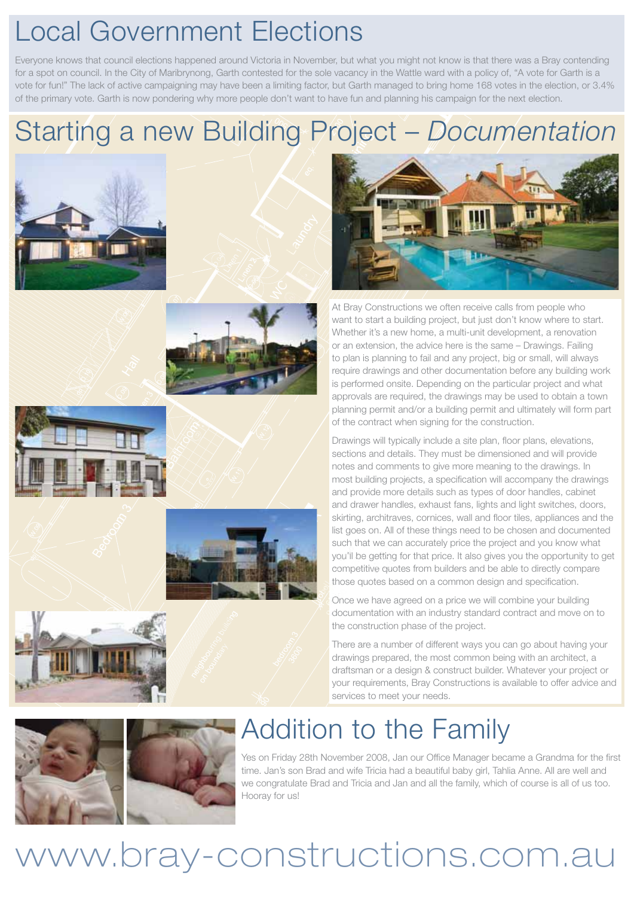# Local Government Elections

Everyone knows that council elections happened around Victoria in November, but what you might not know is that there was a Bray contending for a spot on council. In the City of Maribrynong, Garth contested for the sole vacancy in the Wattle ward with a policy of, "A vote for Garth is a vote for fun!" The lack of active campaigning may have been a limiting factor, but Garth managed to bring home 168 votes in the election, or 3.4% of the primary vote. Garth is now pondering why more people don't want to have fun and planning his campaign for the next election.

# Starting a new Building Project – *Documentation*

At Bray Constructions we often receive calls from people who want to start a building project, but just don't know where to start. Whether it's a new home, a multi-unit development, a renovation or an extension, the advice here is the same – Drawings. Failing to plan is planning to fail and any project, big or small, will always require drawings and other documentation before any building work is performed onsite. Depending on the particular project and what approvals are required, the drawings may be used to obtain a town planning permit and/or a building permit and ultimately will form part of the contract when signing for the construction.

Drawings will typically include a site plan, floor plans, elevations, sections and details. They must be dimensioned and will provide notes and comments to give more meaning to the drawings. In most building projects, a specification will accompany the drawings and provide more details such as types of door handles, cabinet and drawer handles, exhaust fans, lights and light switches, doors, skirting, architraves, cornices, wall and floor tiles, appliances and the list goes on. All of these things need to be chosen and documented such that we can accurately price the project and you know what you'll be getting for that price. It also gives you the opportunity to get competitive quotes from builders and be able to directly compare those quotes based on a common design and specification.

Once we have agreed on a price we will combine your building documentation with an industry standard contract and move on to the construction phase of the project.

There are a number of different ways you can go about having your drawings prepared, the most common being with an architect, a draftsman or a design & construct builder. Whatever your project or your requirements, Bray Constructions is available to offer advice and services to meet your needs.

# Addition to the Family

Yes on Friday 28th November 2008, Jan our Office Manager became a Grandma for the first time. Jan's son Brad and wife Tricia had a beautiful baby girl, Tahlia Anne. All are well and we congratulate Brad and Tricia and Jan and all the family, which of course is all of us too. Hooray for us!

www.bray-constructions.com.au